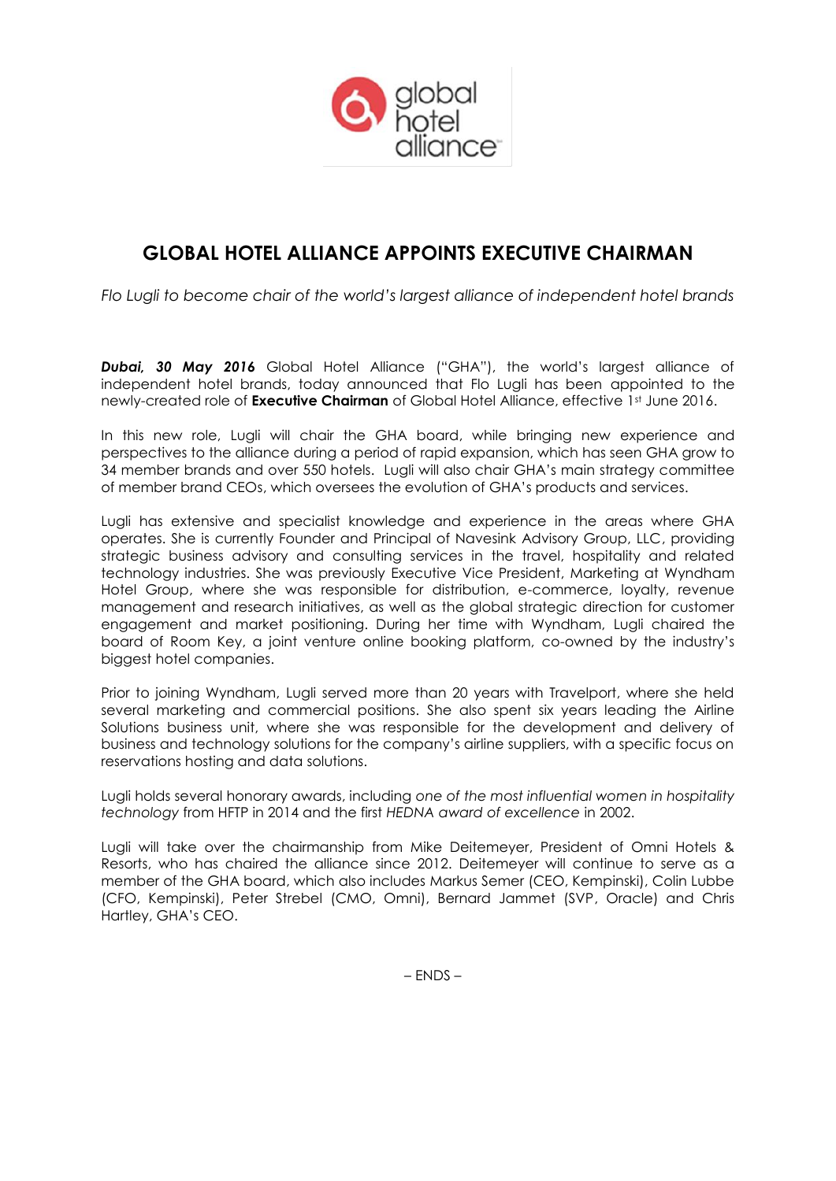# GLOBAL HOTEL ALLIANCE APPOINTS EXECUTIVE CHAIRMAN

*Flo Lugli to become chair of the world's largest alliance of independent hotel brands*

***Dubai, 30 May 2016*** Global Hotel Alliance ("GHA"), the world's largest alliance of independent hotel brands, today announced that Flo Lugli has been appointed to the newly-created role of **Executive Chairman** of Global Hotel Alliance, effective 1st June 2016.

In this new role, Lugli will chair the GHA board, while bringing new experience and perspectives to the alliance during a period of rapid expansion, which has seen GHA grow to 34 member brands and over 550 hotels. Lugli will also chair GHA's main strategy committee of member brand CEOs, which oversees the evolution of GHA's products and services.

Lugli has extensive and specialist knowledge and experience in the areas where GHA operates. She is currently Founder and Principal of Navesink Advisory Group, LLC, providing strategic business advisory and consulting services in the travel, hospitality and related technology industries. She was previously Executive Vice President, Marketing at Wyndham Hotel Group, where she was responsible for distribution, e-commerce, loyalty, revenue management and research initiatives, as well as the global strategic direction for customer engagement and market positioning. During her time with Wyndham, Lugli chaired the board of Room Key, a joint venture online booking platform, co-owned by the industry's biggest hotel companies.

Prior to joining Wyndham, Lugli served more than 20 years with Travelport, where she held several marketing and commercial positions. She also spent six years leading the Airline Solutions business unit, where she was responsible for the development and delivery of business and technology solutions for the company's airline suppliers, with a specific focus on reservations hosting and data solutions.

Lugli holds several honorary awards, including *one of the most influential women in hospitality technology* from HFTP in 2014 and the first *HEDNA award of excellence* in 2002.

Lugli will take over the chairmanship from Mike Deitemeyer, President of Omni Hotels & Resorts, who has chaired the alliance since 2012. Deitemeyer will continue to serve as a member of the GHA board, which also includes Markus Semer (CEO, Kempinski), Colin Lubbe (CFO, Kempinski), Peter Strebel (CMO, Omni), Bernard Jammet (SVP, Oracle) and Chris Hartley, GHA's CEO.

– ENDS –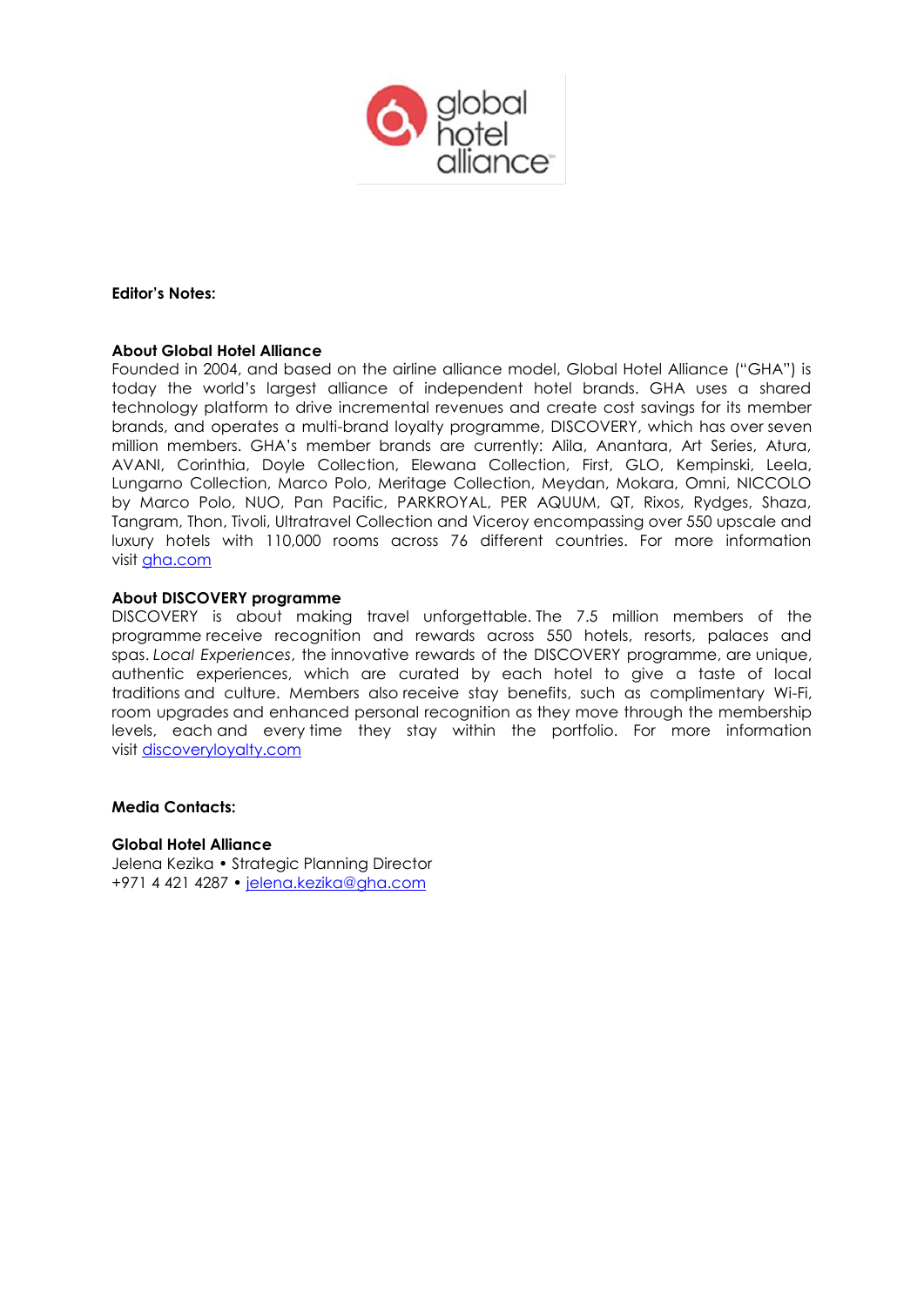**Editor's Notes:**

**About Global Hotel Alliance**

Founded in 2004, and based on the airline alliance model, Global Hotel Alliance ("GHA") is today the world's largest alliance of independent hotel brands. GHA uses a shared technology platform to drive incremental revenues and create cost savings for its member brands, and operates a multi-brand loyalty programme, DISCOVERY, which has over seven million members. GHA's member brands are currently: Alila, Anantara, Art Series, Atura, AVANI, Corinthia, Doyle Collection, Elewana Collection, First, GLO, Kempinski, Leela, Lungarno Collection, Marco Polo, Meritage Collection, Meydan, Mokara, Omni, NICCOLO by Marco Polo, NUO, Pan Pacific, PARKROYAL, PER AQUUM, QT, Rixos, Rydges, Shaza, Tangram, Thon, Tivoli, Ultratravel Collection and Viceroy encompassing over 550 upscale and luxury hotels with 110,000 rooms across 76 different countries. For more information visit gha.com

**About DISCOVERY programme**

DISCOVERY is about making travel unforgettable. The 7.5 million members of the programme receive recognition and rewards across 550 hotels, resorts, palaces and spas. *Local Experiences*, the innovative rewards of the DISCOVERY programme, are unique, authentic experiences, which are curated by each hotel to give a taste of local traditions and culture. Members also receive stay benefits, such as complimentary Wi-Fi, room upgrades and enhanced personal recognition as they move through the membership levels, each and every time they stay within the portfolio. For more information visit discoveryloyalty.com

**Media Contacts:**

**Global Hotel Alliance**

Jelena Kezika • Strategic Planning Director
+971 4 421 4287 • jelena.kezika@gha.com